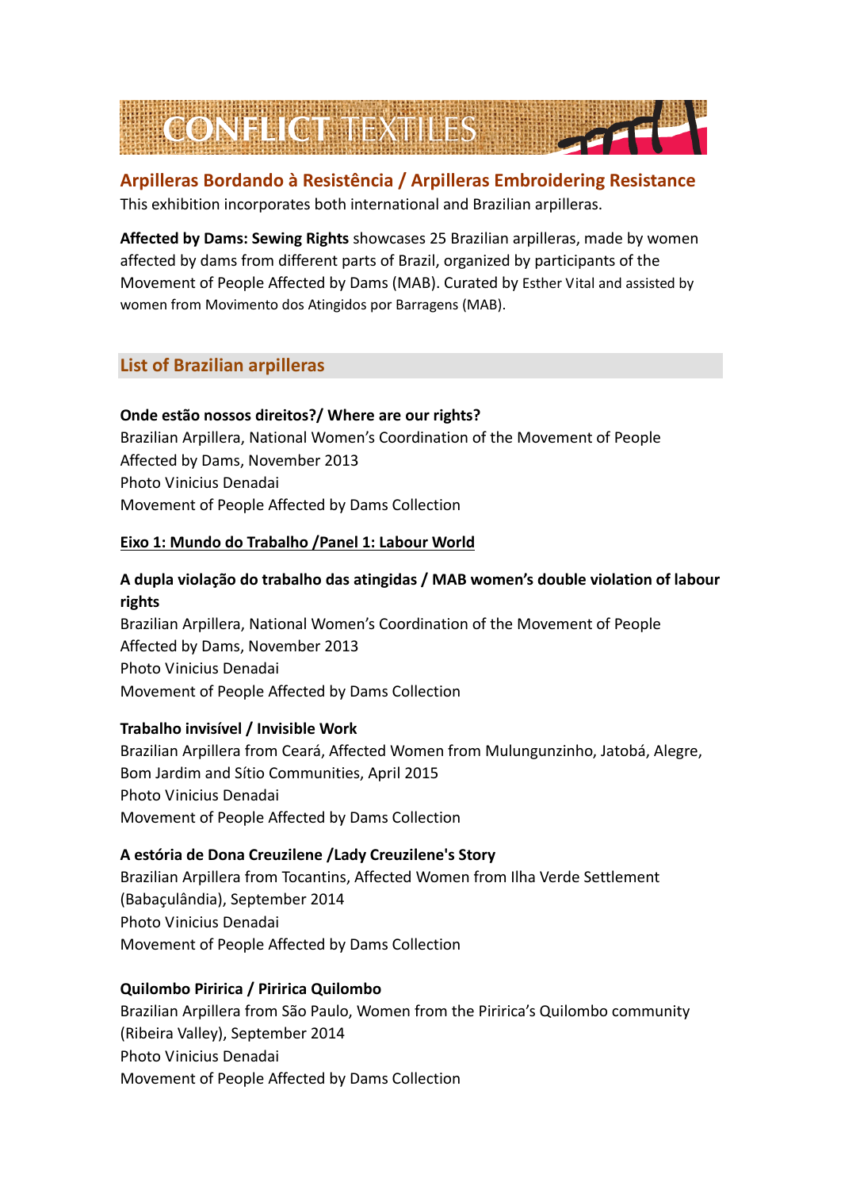# CONFLICT TEXTILES

## Arpilleras Bordando à Resistência / Arpilleras Embroidering Resistance

This exhibition incorporates both international and Brazilian arpilleras.

**Affected by Dams: Sewing Rights** showcases 25 Brazilian arpilleras, made by women affected by dams from different parts of Brazil, organized by participants of the Movement of People Affected by Dams (MAB). Curated by Esther Vital and assisted by women from Movimento dos Atingidos por Barragens (MAB).

## List of Brazilian arpilleras

**Onde estão nossos direitos?/ Where are our rights?**
Brazilian Arpillera, National Women's Coordination of the Movement of People Affected by Dams, November 2013
Photo Vinicius Denadai
Movement of People Affected by Dams Collection

**Eixo 1: Mundo do Trabalho /Panel 1: Labour World**

**A dupla violação do trabalho das atingidas / MAB women's double violation of labour rights**
Brazilian Arpillera, National Women's Coordination of the Movement of People Affected by Dams, November 2013
Photo Vinicius Denadai
Movement of People Affected by Dams Collection

**Trabalho invisível / Invisible Work**
Brazilian Arpillera from Ceará, Affected Women from Mulungunzinho, Jatobá, Alegre, Bom Jardim and Sítio Communities, April 2015
Photo Vinicius Denadai
Movement of People Affected by Dams Collection

**A estória de Dona Creuzilene /Lady Creuzilene's Story**
Brazilian Arpillera from Tocantins, Affected Women from Ilha Verde Settlement (Babaçulândia), September 2014
Photo Vinicius Denadai
Movement of People Affected by Dams Collection

**Quilombo Piririca / Piririca Quilombo**
Brazilian Arpillera from São Paulo, Women from the Piririca's Quilombo community (Ribeira Valley), September 2014
Photo Vinicius Denadai
Movement of People Affected by Dams Collection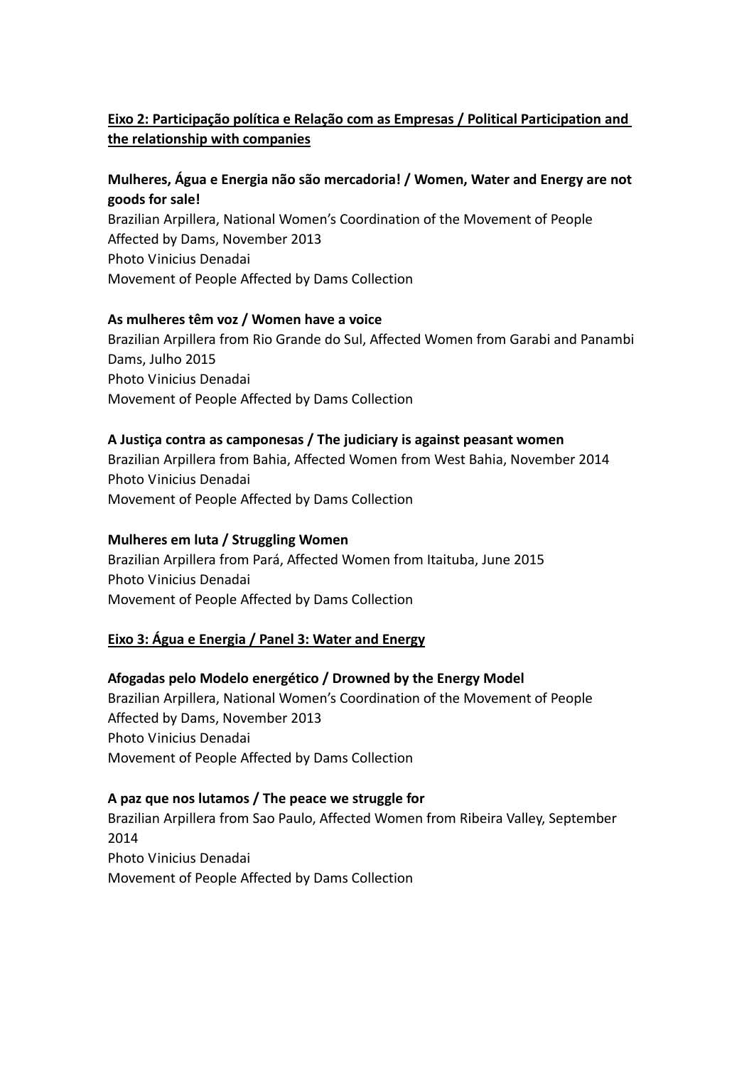## Eixo 2: Participação política e Relação com as Empresas / Political Participation and the relationship with companies

**Mulheres, Água e Energia não são mercadoria! / Women, Water and Energy are not goods for sale!**
Brazilian Arpillera, National Women's Coordination of the Movement of People Affected by Dams, November 2013
Photo Vinicius Denadai
Movement of People Affected by Dams Collection

**As mulheres têm voz / Women have a voice**
Brazilian Arpillera from Rio Grande do Sul, Affected Women from Garabi and Panambi Dams, Julho 2015
Photo Vinicius Denadai
Movement of People Affected by Dams Collection

**A Justiça contra as camponesas / The judiciary is against peasant women**
Brazilian Arpillera from Bahia, Affected Women from West Bahia, November 2014
Photo Vinicius Denadai
Movement of People Affected by Dams Collection

**Mulheres em luta / Struggling Women**
Brazilian Arpillera from Pará, Affected Women from Itaituba, June 2015
Photo Vinicius Denadai
Movement of People Affected by Dams Collection

## Eixo 3: Água e Energia / Panel 3: Water and Energy

**Afogadas pelo Modelo energético / Drowned by the Energy Model**
Brazilian Arpillera, National Women's Coordination of the Movement of People Affected by Dams, November 2013
Photo Vinicius Denadai
Movement of People Affected by Dams Collection

**A paz que nos lutamos / The peace we struggle for**
Brazilian Arpillera from Sao Paulo, Affected Women from Ribeira Valley, September 2014
Photo Vinicius Denadai
Movement of People Affected by Dams Collection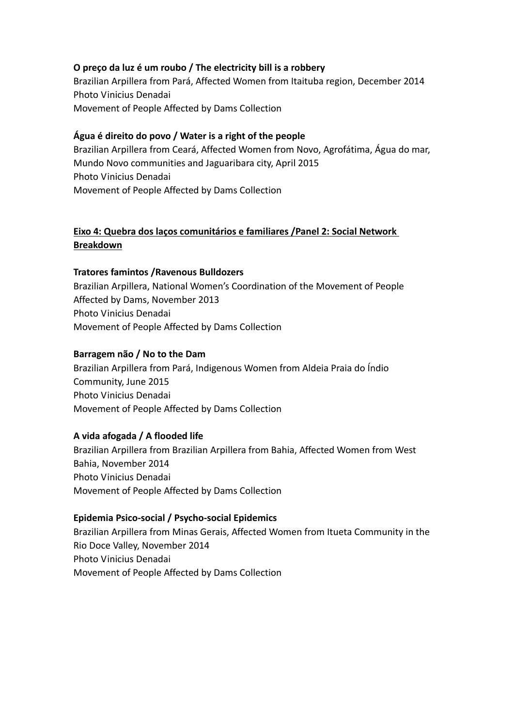**O preço da luz é um roubo / The electricity bill is a robbery**
Brazilian Arpillera from Pará, Affected Women from Itaituba region, December 2014
Photo Vinicius Denadai
Movement of People Affected by Dams Collection

**Água é direito do povo / Water is a right of the people**
Brazilian Arpillera from Ceará, Affected Women from Novo, Agrofátima, Água do mar, Mundo Novo communities and Jaguaribara city, April 2015
Photo Vinicius Denadai
Movement of People Affected by Dams Collection

**<u>Eixo 4: Quebra dos laços comunitários e familiares /Panel 2: Social Network Breakdown</u>**

**Tratores famintos /Ravenous Bulldozers**
Brazilian Arpillera, National Women's Coordination of the Movement of People Affected by Dams, November 2013
Photo Vinicius Denadai
Movement of People Affected by Dams Collection

**Barragem não / No to the Dam**
Brazilian Arpillera from Pará, Indigenous Women from Aldeia Praia do Índio Community, June 2015
Photo Vinicius Denadai
Movement of People Affected by Dams Collection

**A vida afogada / A flooded life**
Brazilian Arpillera from Brazilian Arpillera from Bahia, Affected Women from West Bahia, November 2014
Photo Vinicius Denadai
Movement of People Affected by Dams Collection

**Epidemia Psico-social / Psycho-social Epidemics**
Brazilian Arpillera from Minas Gerais, Affected Women from Itueta Community in the Rio Doce Valley, November 2014
Photo Vinicius Denadai
Movement of People Affected by Dams Collection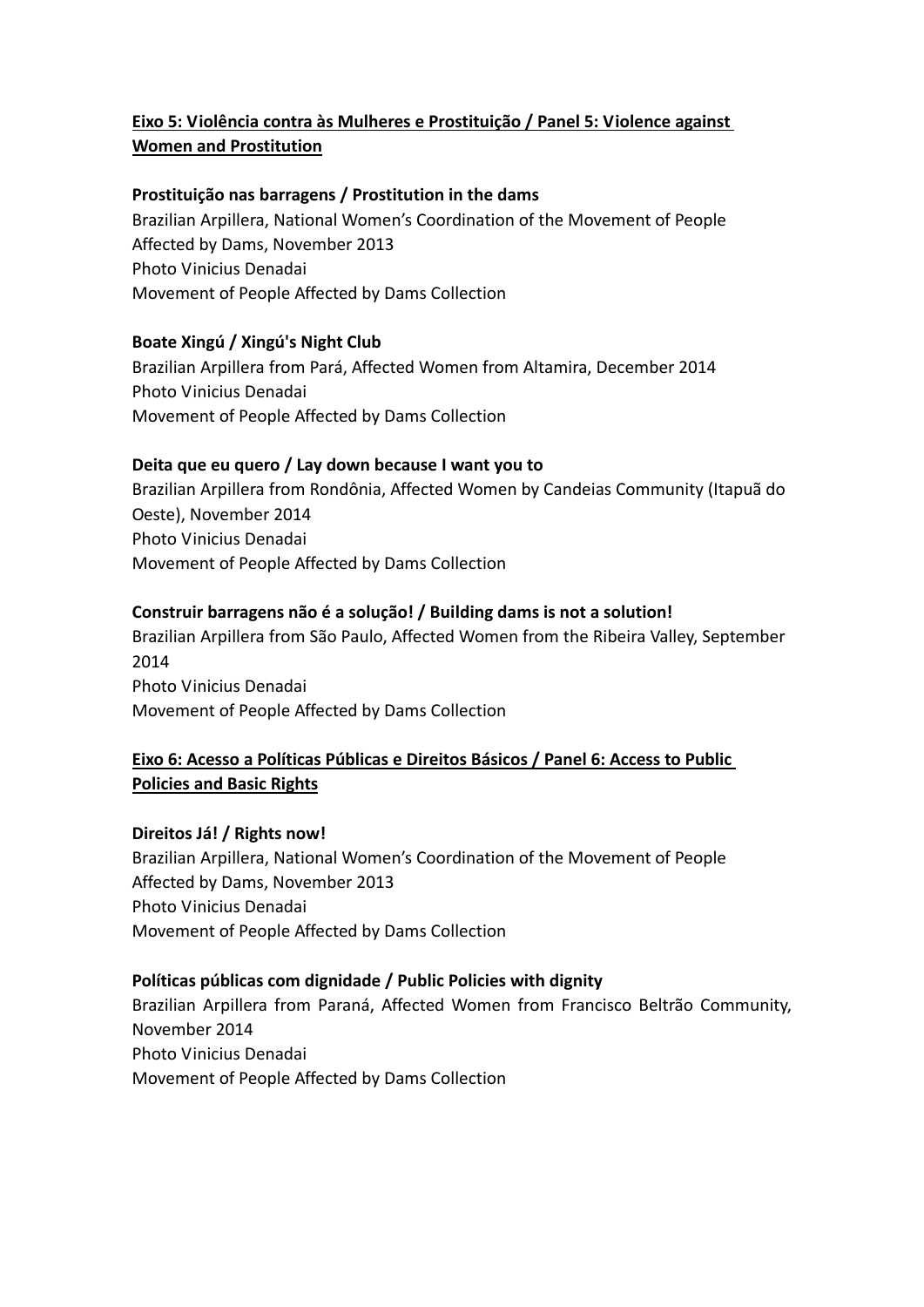## **Eixo 5: Violência contra às Mulheres e Prostituição / Panel 5: Violence against Women and Prostitution**

**Prostituição nas barragens / Prostitution in the dams**
Brazilian Arpillera, National Women's Coordination of the Movement of People Affected by Dams, November 2013
Photo Vinicius Denadai
Movement of People Affected by Dams Collection

**Boate Xingú / Xingú's Night Club**
Brazilian Arpillera from Pará, Affected Women from Altamira, December 2014
Photo Vinicius Denadai
Movement of People Affected by Dams Collection

**Deita que eu quero / Lay down because I want you to**
Brazilian Arpillera from Rondônia, Affected Women by Candeias Community (Itapuã do Oeste), November 2014
Photo Vinicius Denadai
Movement of People Affected by Dams Collection

**Construir barragens não é a solução! / Building dams is not a solution!**
Brazilian Arpillera from São Paulo, Affected Women from the Ribeira Valley, September 2014
Photo Vinicius Denadai
Movement of People Affected by Dams Collection

## **Eixo 6: Acesso a Políticas Públicas e Direitos Básicos / Panel 6: Access to Public Policies and Basic Rights**

**Direitos Já! / Rights now!**
Brazilian Arpillera, National Women's Coordination of the Movement of People Affected by Dams, November 2013
Photo Vinicius Denadai
Movement of People Affected by Dams Collection

**Políticas públicas com dignidade / Public Policies with dignity**
Brazilian Arpillera from Paraná, Affected Women from Francisco Beltrão Community, November 2014
Photo Vinicius Denadai
Movement of People Affected by Dams Collection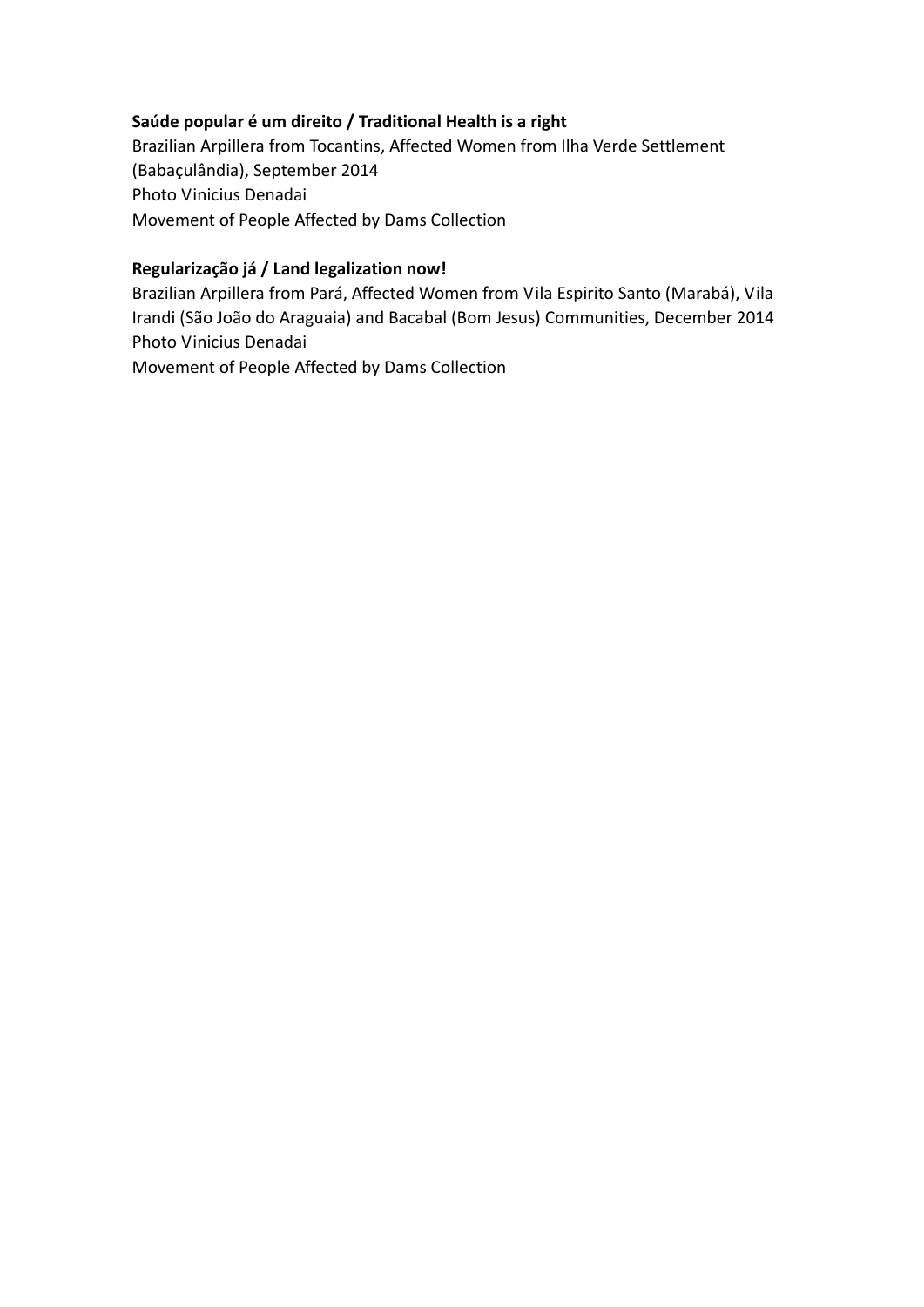**Saúde popular é um direito / Traditional Health is a right**
Brazilian Arpillera from Tocantins, Affected Women from Ilha Verde Settlement (Babaçulândia), September 2014
Photo Vinicius Denadai
Movement of People Affected by Dams Collection

**Regularização já / Land legalization now!**
Brazilian Arpillera from Pará, Affected Women from Vila Espirito Santo (Marabá), Vila Irandi (São João do Araguaia) and Bacabal (Bom Jesus) Communities, December 2014
Photo Vinicius Denadai
Movement of People Affected by Dams Collection